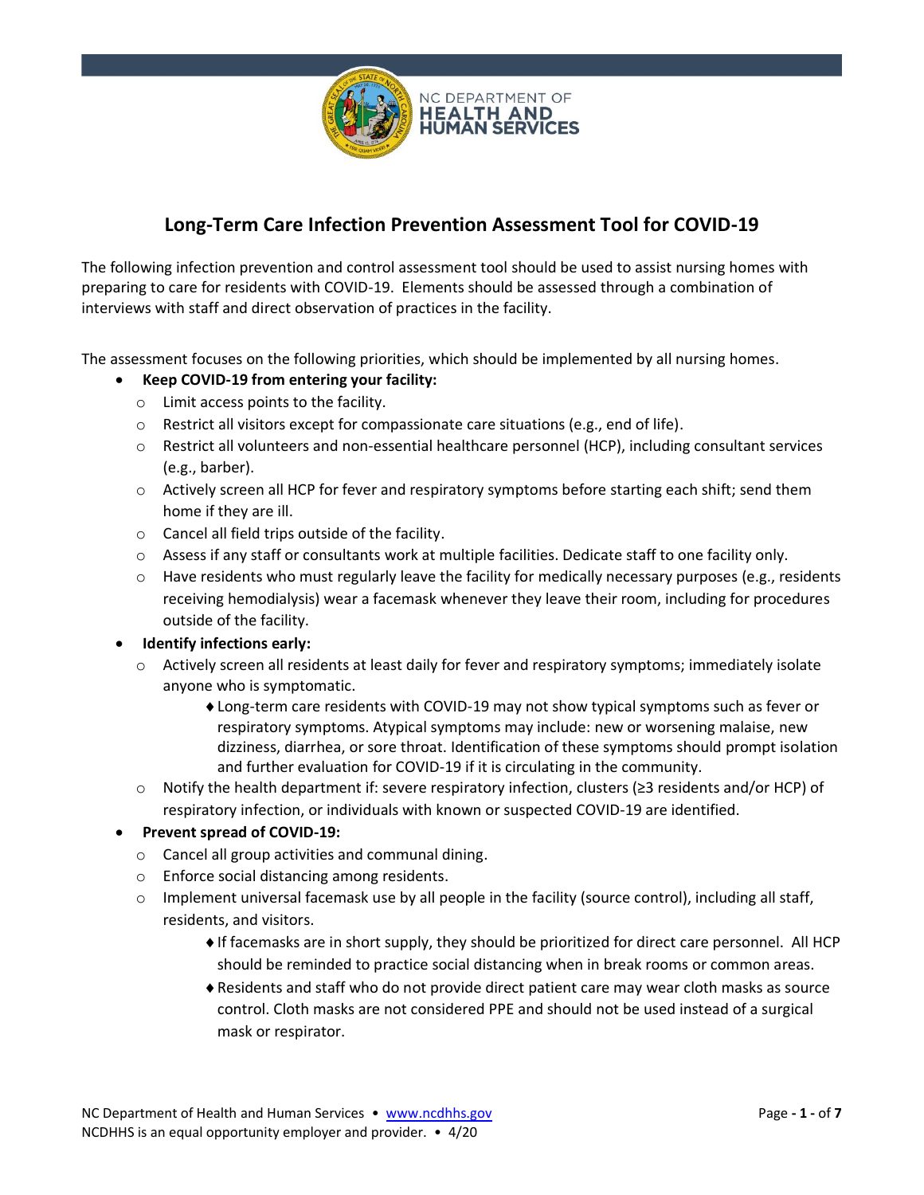# Long-Term Care Infection Prevention Assessment Tool for COVID-19

The following infection prevention and control assessment tool should be used to assist nursing homes with preparing to care for residents with COVID-19. Elements should be assessed through a combination of interviews with staff and direct observation of practices in the facility.

The assessment focuses on the following priorities, which should be implemented by all nursing homes.

- **Keep COVID-19 from entering your facility:**
  - Limit access points to the facility.
  - Restrict all visitors except for compassionate care situations (e.g., end of life).
  - Restrict all volunteers and non-essential healthcare personnel (HCP), including consultant services (e.g., barber).
  - Actively screen all HCP for fever and respiratory symptoms before starting each shift; send them home if they are ill.
  - Cancel all field trips outside of the facility.
  - Assess if any staff or consultants work at multiple facilities. Dedicate staff to one facility only.
  - Have residents who must regularly leave the facility for medically necessary purposes (e.g., residents receiving hemodialysis) wear a facemask whenever they leave their room, including for procedures outside of the facility.
- **Identify infections early:**
  - Actively screen all residents at least daily for fever and respiratory symptoms; immediately isolate anyone who is symptomatic.
    - Long-term care residents with COVID-19 may not show typical symptoms such as fever or respiratory symptoms. Atypical symptoms may include: new or worsening malaise, new dizziness, diarrhea, or sore throat. Identification of these symptoms should prompt isolation and further evaluation for COVID-19 if it is circulating in the community.
  - Notify the health department if: severe respiratory infection, clusters (≥3 residents and/or HCP) of respiratory infection, or individuals with known or suspected COVID-19 are identified.
- **Prevent spread of COVID-19:**
  - Cancel all group activities and communal dining.
  - Enforce social distancing among residents.
  - Implement universal facemask use by all people in the facility (source control), including all staff, residents, and visitors.
    - If facemasks are in short supply, they should be prioritized for direct care personnel. All HCP should be reminded to practice social distancing when in break rooms or common areas.
    - Residents and staff who do not provide direct patient care may wear cloth masks as source control. Cloth masks are not considered PPE and should not be used instead of a surgical mask or respirator.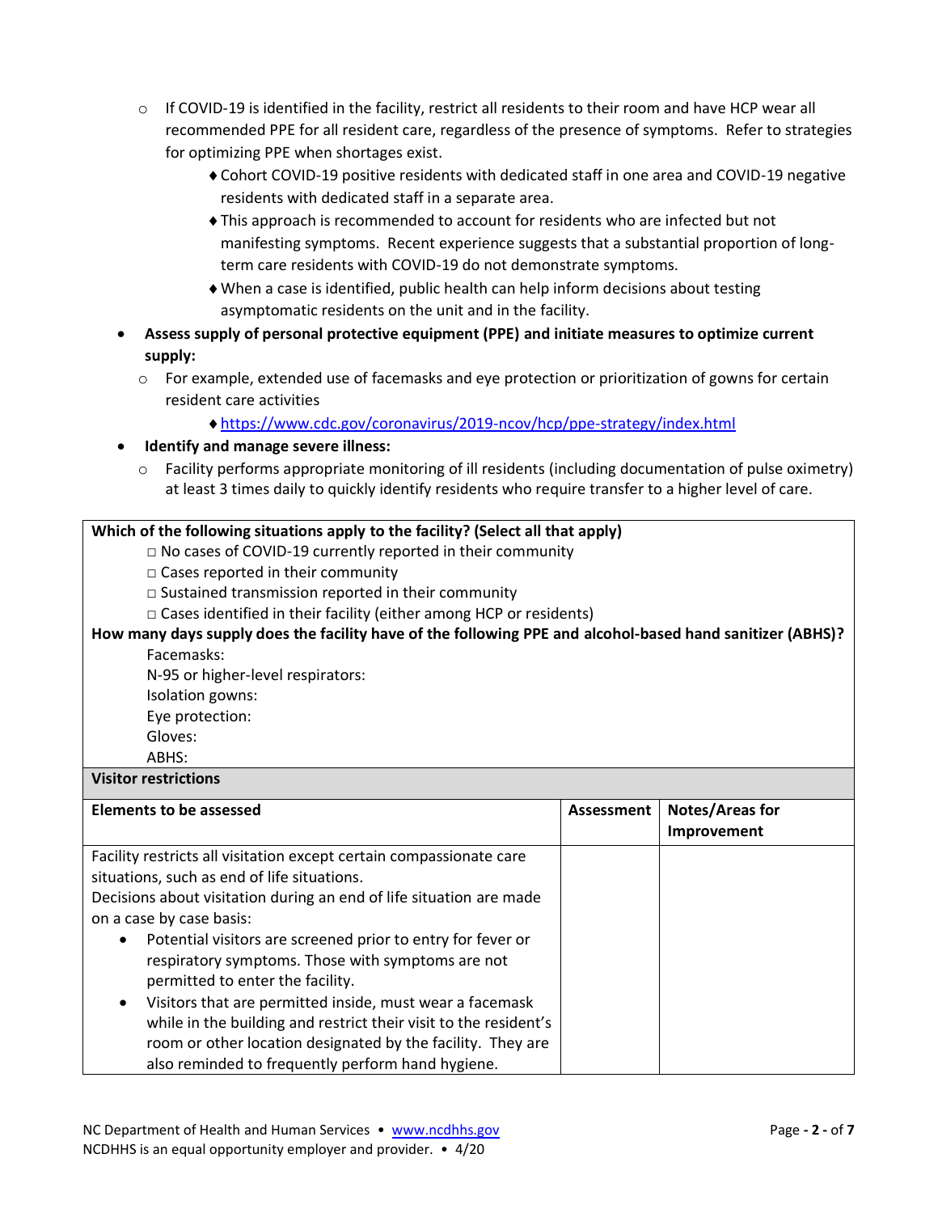- If COVID-19 is identified in the facility, restrict all residents to their room and have HCP wear all recommended PPE for all resident care, regardless of the presence of symptoms. Refer to strategies for optimizing PPE when shortages exist.
    - Cohort COVID-19 positive residents with dedicated staff in one area and COVID-19 negative residents with dedicated staff in a separate area.
    - This approach is recommended to account for residents who are infected but not manifesting symptoms. Recent experience suggests that a substantial proportion of long-term care residents with COVID-19 do not demonstrate symptoms.
    - When a case is identified, public health can help inform decisions about testing asymptomatic residents on the unit and in the facility.

- **Assess supply of personal protective equipment (PPE) and initiate measures to optimize current supply:**
    - For example, extended use of facemasks and eye protection or prioritization of gowns for certain resident care activities
        - https://www.cdc.gov/coronavirus/2019-ncov/hcp/ppe-strategy/index.html
- **Identify and manage severe illness:**
    - Facility performs appropriate monitoring of ill residents (including documentation of pulse oximetry) at least 3 times daily to quickly identify residents who require transfer to a higher level of care.

**Which of the following situations apply to the facility? (Select all that apply)**

- □ No cases of COVID-19 currently reported in their community
- □ Cases reported in their community
- □ Sustained transmission reported in their community
- □ Cases identified in their facility (either among HCP or residents)

**How many days supply does the facility have of the following PPE and alcohol-based hand sanitizer (ABHS)?**

Facemasks:
N-95 or higher-level respirators:
Isolation gowns:
Eye protection:
Gloves:
ABHS:

**Visitor restrictions**

| **Elements to be assessed** | **Assessment** | **Notes/Areas for Improvement** |
|---|---|---|
| Facility restricts all visitation except certain compassionate care situations, such as end of life situations.<br>Decisions about visitation during an end of life situation are made on a case by case basis:<br>• Potential visitors are screened prior to entry for fever or respiratory symptoms. Those with symptoms are not permitted to enter the facility.<br>• Visitors that are permitted inside, must wear a facemask while in the building and restrict their visit to the resident's room or other location designated by the facility. They are also reminded to frequently perform hand hygiene. | | |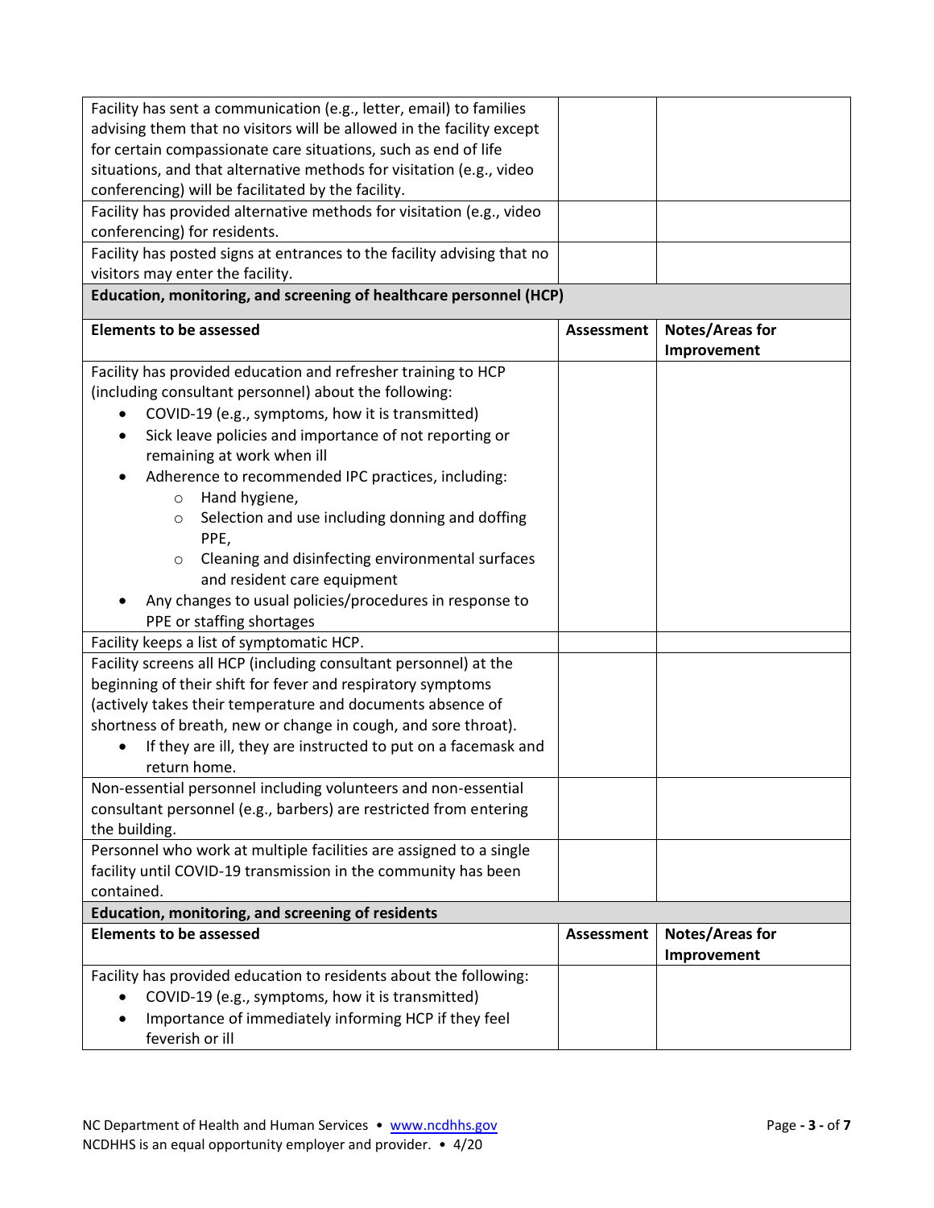| | | |
|---|---|---|
| Facility has sent a communication (e.g., letter, email) to families advising them that no visitors will be allowed in the facility except for certain compassionate care situations, such as end of life situations, and that alternative methods for visitation (e.g., video conferencing) will be facilitated by the facility. | | |
| Facility has provided alternative methods for visitation (e.g., video conferencing) for residents. | | |
| Facility has posted signs at entrances to the facility advising that no visitors may enter the facility. | | |

**Education, monitoring, and screening of healthcare personnel (HCP)**

| Elements to be assessed | Assessment | Notes/Areas for Improvement |
|---|---|---|
| Facility has provided education and refresher training to HCP (including consultant personnel) about the following:<br>• COVID-19 (e.g., symptoms, how it is transmitted)<br>• Sick leave policies and importance of not reporting or remaining at work when ill<br>• Adherence to recommended IPC practices, including:<br>&nbsp;&nbsp;○ Hand hygiene,<br>&nbsp;&nbsp;○ Selection and use including donning and doffing PPE,<br>&nbsp;&nbsp;○ Cleaning and disinfecting environmental surfaces and resident care equipment<br>• Any changes to usual policies/procedures in response to PPE or staffing shortages | | |
| Facility keeps a list of symptomatic HCP. | | |
| Facility screens all HCP (including consultant personnel) at the beginning of their shift for fever and respiratory symptoms (actively takes their temperature and documents absence of shortness of breath, new or change in cough, and sore throat).<br>• If they are ill, they are instructed to put on a facemask and return home. | | |
| Non-essential personnel including volunteers and non-essential consultant personnel (e.g., barbers) are restricted from entering the building. | | |
| Personnel who work at multiple facilities are assigned to a single facility until COVID-19 transmission in the community has been contained. | | |

**Education, monitoring, and screening of residents**

| Elements to be assessed | Assessment | Notes/Areas for Improvement |
|---|---|---|
| Facility has provided education to residents about the following:<br>• COVID-19 (e.g., symptoms, how it is transmitted)<br>• Importance of immediately informing HCP if they feel feverish or ill | | |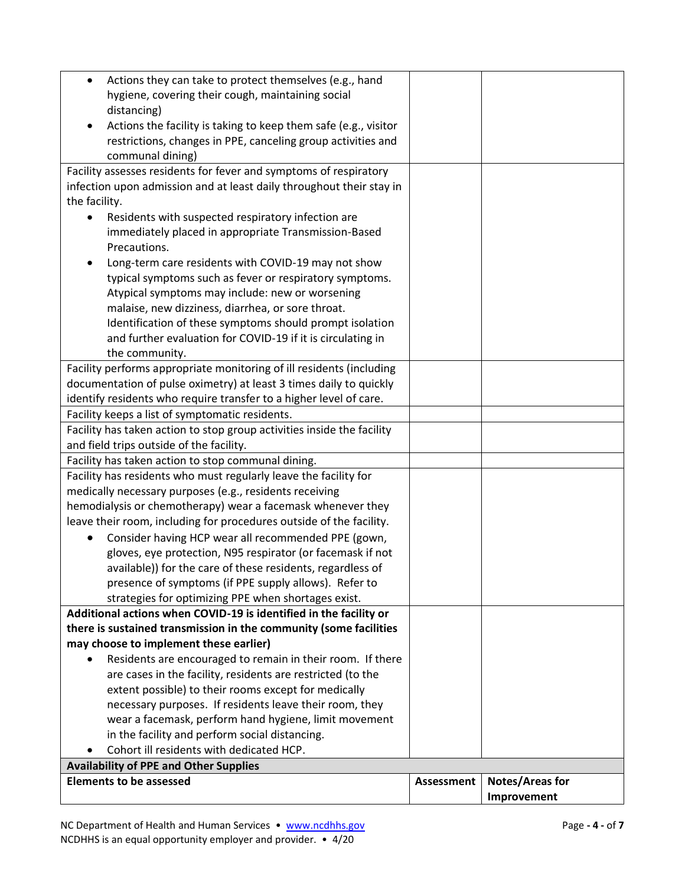| | | |
|---|---|---|
| • Actions they can take to protect themselves (e.g., hand hygiene, covering their cough, maintaining social distancing)<br>• Actions the facility is taking to keep them safe (e.g., visitor restrictions, changes in PPE, canceling group activities and communal dining) | | |
| Facility assesses residents for fever and symptoms of respiratory infection upon admission and at least daily throughout their stay in the facility.<br>• Residents with suspected respiratory infection are immediately placed in appropriate Transmission-Based Precautions.<br>• Long-term care residents with COVID-19 may not show typical symptoms such as fever or respiratory symptoms. Atypical symptoms may include: new or worsening malaise, new dizziness, diarrhea, or sore throat. Identification of these symptoms should prompt isolation and further evaluation for COVID-19 if it is circulating in the community. | | |
| Facility performs appropriate monitoring of ill residents (including documentation of pulse oximetry) at least 3 times daily to quickly identify residents who require transfer to a higher level of care. | | |
| Facility keeps a list of symptomatic residents. | | |
| Facility has taken action to stop group activities inside the facility and field trips outside of the facility. | | |
| Facility has taken action to stop communal dining. | | |
| Facility has residents who must regularly leave the facility for medically necessary purposes (e.g., residents receiving hemodialysis or chemotherapy) wear a facemask whenever they leave their room, including for procedures outside of the facility.<br>• Consider having HCP wear all recommended PPE (gown, gloves, eye protection, N95 respirator (or facemask if not available)) for the care of these residents, regardless of presence of symptoms (if PPE supply allows). Refer to strategies for optimizing PPE when shortages exist. | | |
| **Additional actions when COVID-19 is identified in the facility or there is sustained transmission in the community (some facilities may choose to implement these earlier)**<br>• Residents are encouraged to remain in their room. If there are cases in the facility, residents are restricted (to the extent possible) to their rooms except for medically necessary purposes. If residents leave their room, they wear a facemask, perform hand hygiene, limit movement in the facility and perform social distancing.<br>• Cohort ill residents with dedicated HCP. | | |
| **Availability of PPE and Other Supplies** | | |
| **Elements to be assessed** | **Assessment** | **Notes/Areas for Improvement** |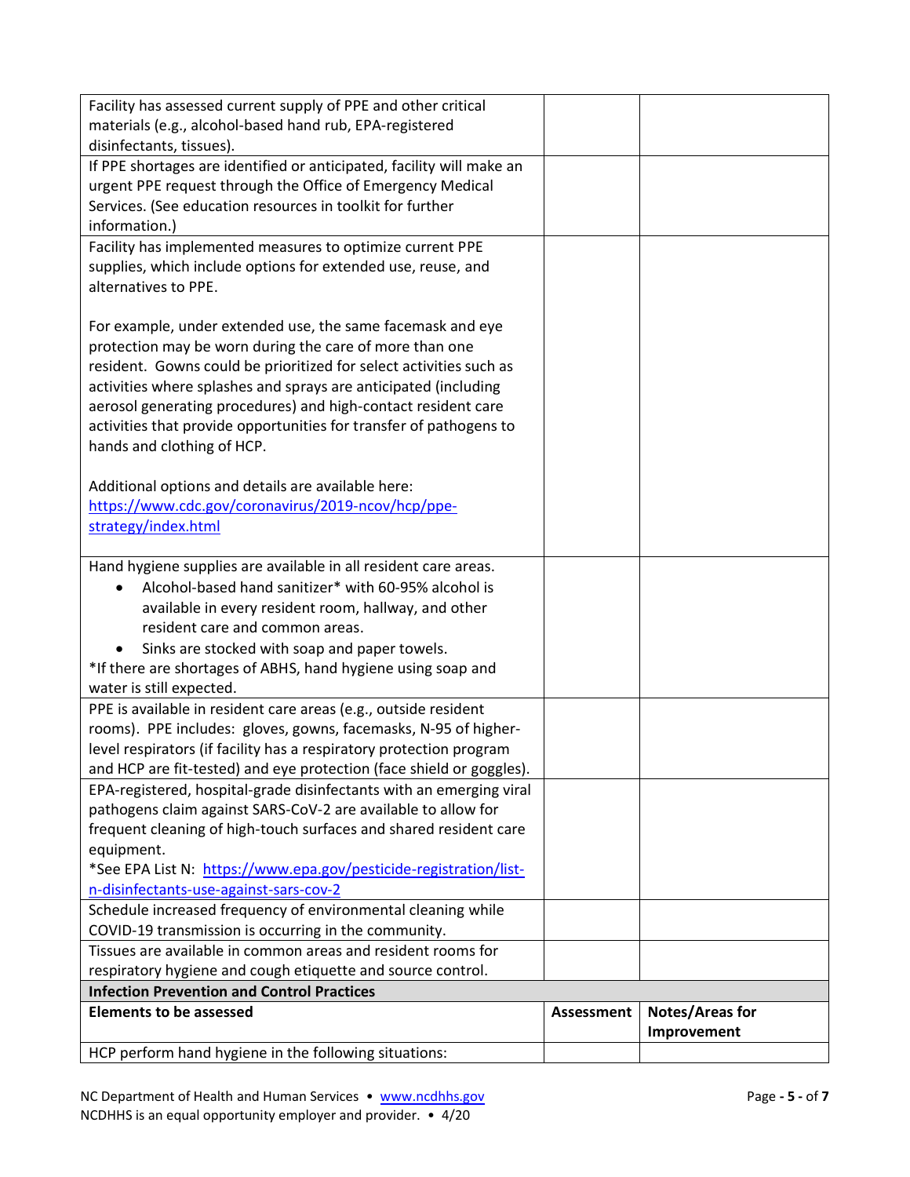| | | |
|---|---|---|
| Facility has assessed current supply of PPE and other critical materials (e.g., alcohol-based hand rub, EPA-registered disinfectants, tissues). | | |
| If PPE shortages are identified or anticipated, facility will make an urgent PPE request through the Office of Emergency Medical Services. (See education resources in toolkit for further information.) | | |
| Facility has implemented measures to optimize current PPE supplies, which include options for extended use, reuse, and alternatives to PPE.<br><br>For example, under extended use, the same facemask and eye protection may be worn during the care of more than one resident. Gowns could be prioritized for select activities such as activities where splashes and sprays are anticipated (including aerosol generating procedures) and high-contact resident care activities that provide opportunities for transfer of pathogens to hands and clothing of HCP.<br><br>Additional options and details are available here: [https://www.cdc.gov/coronavirus/2019-ncov/hcp/ppe-strategy/index.html](https://www.cdc.gov/coronavirus/2019-ncov/hcp/ppe-strategy/index.html) | | |
| Hand hygiene supplies are available in all resident care areas.<br>• Alcohol-based hand sanitizer* with 60-95% alcohol is available in every resident room, hallway, and other resident care and common areas.<br>• Sinks are stocked with soap and paper towels.<br>*If there are shortages of ABHS, hand hygiene using soap and water is still expected. | | |
| PPE is available in resident care areas (e.g., outside resident rooms). PPE includes: gloves, gowns, facemasks, N-95 of higher-level respirators (if facility has a respiratory protection program and HCP are fit-tested) and eye protection (face shield or goggles). | | |
| EPA-registered, hospital-grade disinfectants with an emerging viral pathogens claim against SARS-CoV-2 are available to allow for frequent cleaning of high-touch surfaces and shared resident care equipment.<br>*See EPA List N: [https://www.epa.gov/pesticide-registration/list-n-disinfectants-use-against-sars-cov-2](https://www.epa.gov/pesticide-registration/list-n-disinfectants-use-against-sars-cov-2) | | |
| Schedule increased frequency of environmental cleaning while COVID-19 transmission is occurring in the community. | | |
| Tissues are available in common areas and resident rooms for respiratory hygiene and cough etiquette and source control. | | |
| **Infection Prevention and Control Practices** | | |
| **Elements to be assessed** | **Assessment** | **Notes/Areas for Improvement** |
| HCP perform hand hygiene in the following situations: | | |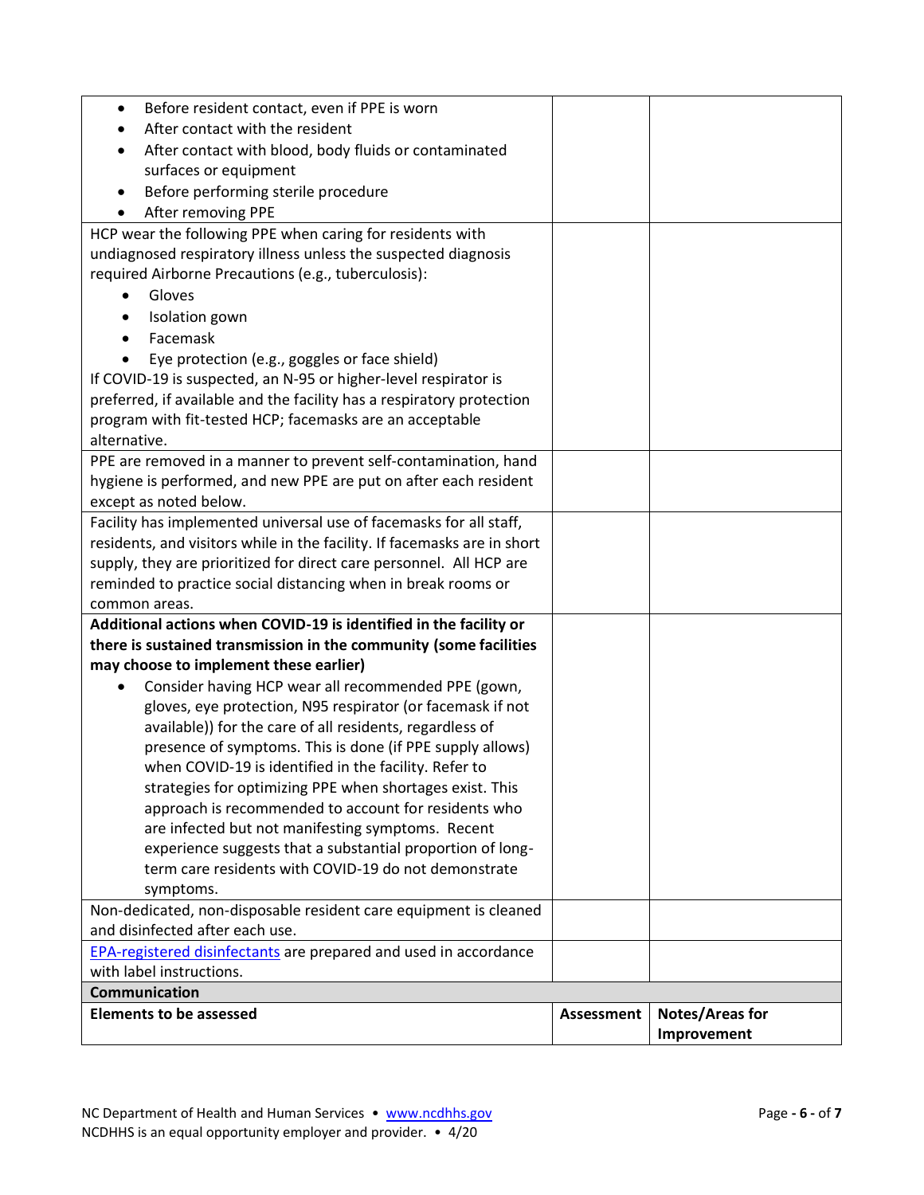| | | |
|---|---|---|
| • Before resident contact, even if PPE is worn<br>• After contact with the resident<br>• After contact with blood, body fluids or contaminated surfaces or equipment<br>• Before performing sterile procedure<br>• After removing PPE | | |
| HCP wear the following PPE when caring for residents with undiagnosed respiratory illness unless the suspected diagnosis required Airborne Precautions (e.g., tuberculosis):<br>• Gloves<br>• Isolation gown<br>• Facemask<br>• Eye protection (e.g., goggles or face shield)<br>If COVID-19 is suspected, an N-95 or higher-level respirator is preferred, if available and the facility has a respiratory protection program with fit-tested HCP; facemasks are an acceptable alternative. | | |
| PPE are removed in a manner to prevent self-contamination, hand hygiene is performed, and new PPE are put on after each resident except as noted below. | | |
| Facility has implemented universal use of facemasks for all staff, residents, and visitors while in the facility. If facemasks are in short supply, they are prioritized for direct care personnel. All HCP are reminded to practice social distancing when in break rooms or common areas. | | |
| **Additional actions when COVID-19 is identified in the facility or there is sustained transmission in the community (some facilities may choose to implement these earlier)**<br>• Consider having HCP wear all recommended PPE (gown, gloves, eye protection, N95 respirator (or facemask if not available)) for the care of all residents, regardless of presence of symptoms. This is done (if PPE supply allows) when COVID-19 is identified in the facility. Refer to strategies for optimizing PPE when shortages exist. This approach is recommended to account for residents who are infected but not manifesting symptoms. Recent experience suggests that a substantial proportion of long-term care residents with COVID-19 do not demonstrate symptoms. | | |
| Non-dedicated, non-disposable resident care equipment is cleaned and disinfected after each use. | | |
| EPA-registered disinfectants are prepared and used in accordance with label instructions. | | |
| **Communication** | | |
| **Elements to be assessed** | **Assessment** | **Notes/Areas for Improvement** |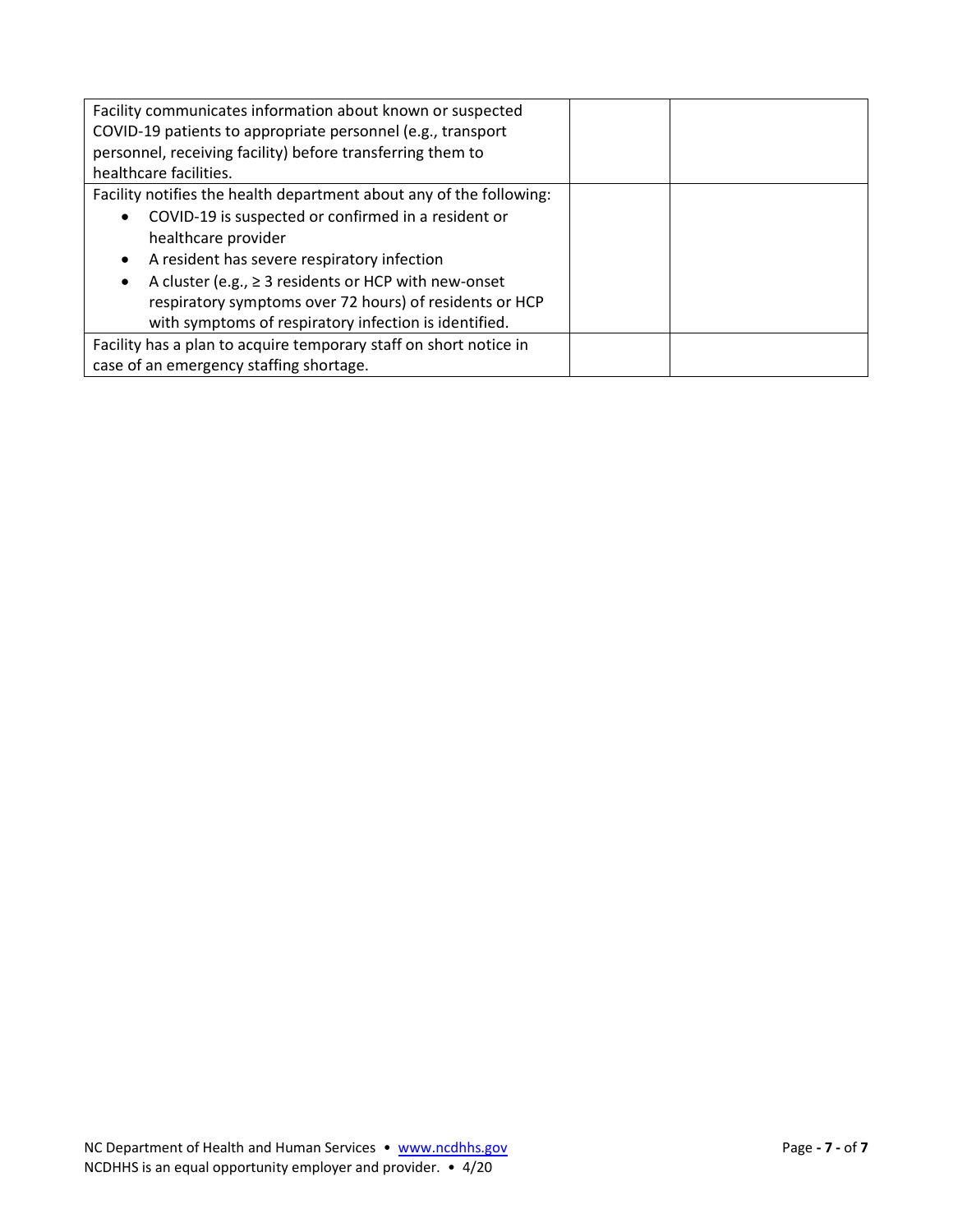| | | |
|---|---|---|
| Facility communicates information about known or suspected COVID-19 patients to appropriate personnel (e.g., transport personnel, receiving facility) before transferring them to healthcare facilities. | | |
| Facility notifies the health department about any of the following:<br>• COVID-19 is suspected or confirmed in a resident or healthcare provider<br>• A resident has severe respiratory infection<br>• A cluster (e.g., ≥ 3 residents or HCP with new-onset respiratory symptoms over 72 hours) of residents or HCP with symptoms of respiratory infection is identified. | | |
| Facility has a plan to acquire temporary staff on short notice in case of an emergency staffing shortage. | | |